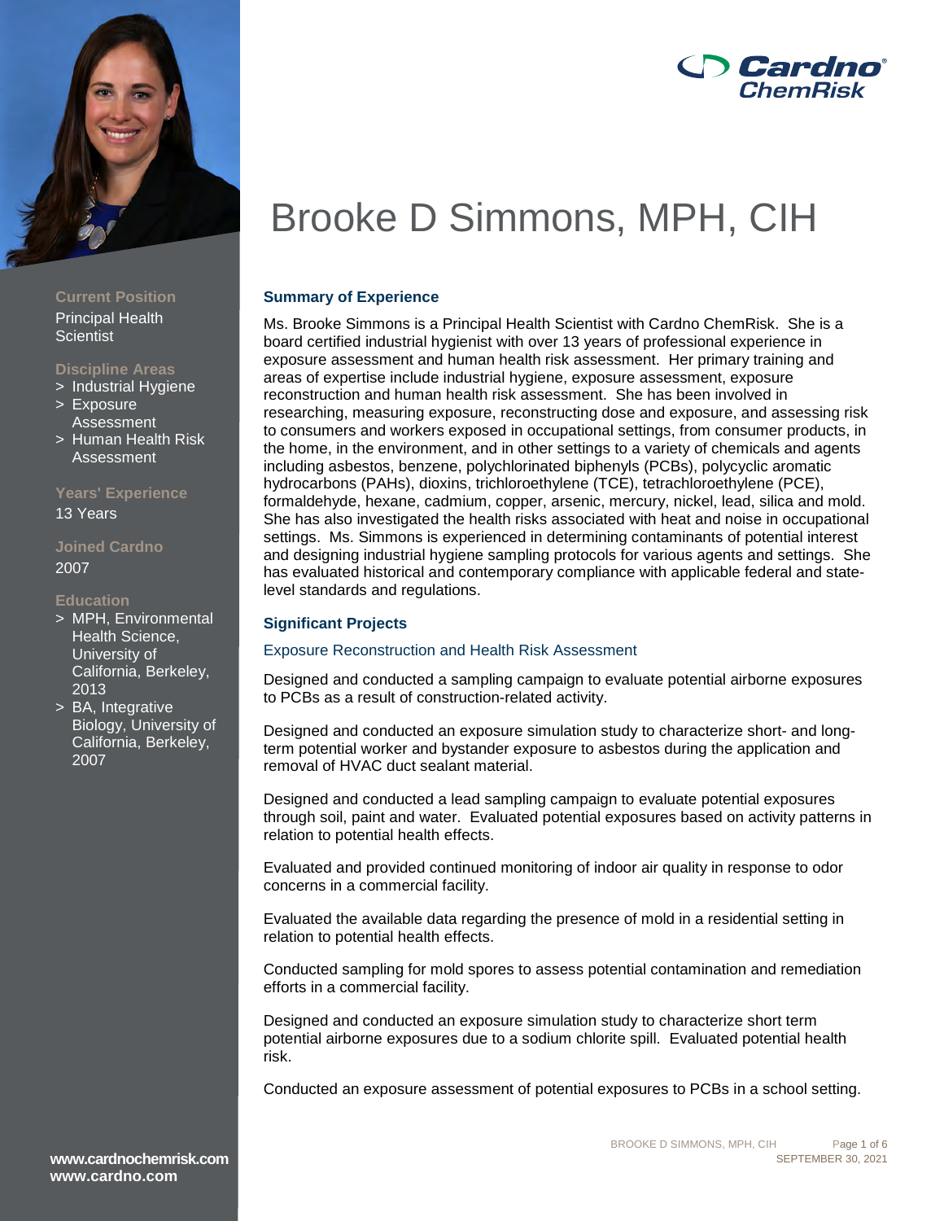Cardno ChemRisk

# Brooke D Simmons, MPH, CIH

**Current Position**
Principal Health Scientist

**Discipline Areas**
- Industrial Hygiene
- Exposure Assessment
- Human Health Risk Assessment

**Years' Experience**
13 Years

**Joined Cardno**
2007

**Education**
- MPH, Environmental Health Science, University of California, Berkeley, 2013
- BA, Integrative Biology, University of California, Berkeley, 2007

## Summary of Experience

Ms. Brooke Simmons is a Principal Health Scientist with Cardno ChemRisk. She is a board certified industrial hygienist with over 13 years of professional experience in exposure assessment and human health risk assessment. Her primary training and areas of expertise include industrial hygiene, exposure assessment, exposure reconstruction and human health risk assessment. She has been involved in researching, measuring exposure, reconstructing dose and exposure, and assessing risk to consumers and workers exposed in occupational settings, from consumer products, in the home, in the environment, and in other settings to a variety of chemicals and agents including asbestos, benzene, polychlorinated biphenyls (PCBs), polycyclic aromatic hydrocarbons (PAHs), dioxins, trichloroethylene (TCE), tetrachloroethylene (PCE), formaldehyde, hexane, cadmium, copper, arsenic, mercury, nickel, lead, silica and mold. She has also investigated the health risks associated with heat and noise in occupational settings. Ms. Simmons is experienced in determining contaminants of potential interest and designing industrial hygiene sampling protocols for various agents and settings. She has evaluated historical and contemporary compliance with applicable federal and state-level standards and regulations.

## Significant Projects

### Exposure Reconstruction and Health Risk Assessment

Designed and conducted a sampling campaign to evaluate potential airborne exposures to PCBs as a result of construction-related activity.

Designed and conducted an exposure simulation study to characterize short- and long-term potential worker and bystander exposure to asbestos during the application and removal of HVAC duct sealant material.

Designed and conducted a lead sampling campaign to evaluate potential exposures through soil, paint and water. Evaluated potential exposures based on activity patterns in relation to potential health effects.

Evaluated and provided continued monitoring of indoor air quality in response to odor concerns in a commercial facility.

Evaluated the available data regarding the presence of mold in a residential setting in relation to potential health effects.

Conducted sampling for mold spores to assess potential contamination and remediation efforts in a commercial facility.

Designed and conducted an exposure simulation study to characterize short term potential airborne exposures due to a sodium chlorite spill. Evaluated potential health risk.

Conducted an exposure assessment of potential exposures to PCBs in a school setting.

www.cardnochemrisk.com
www.cardno.com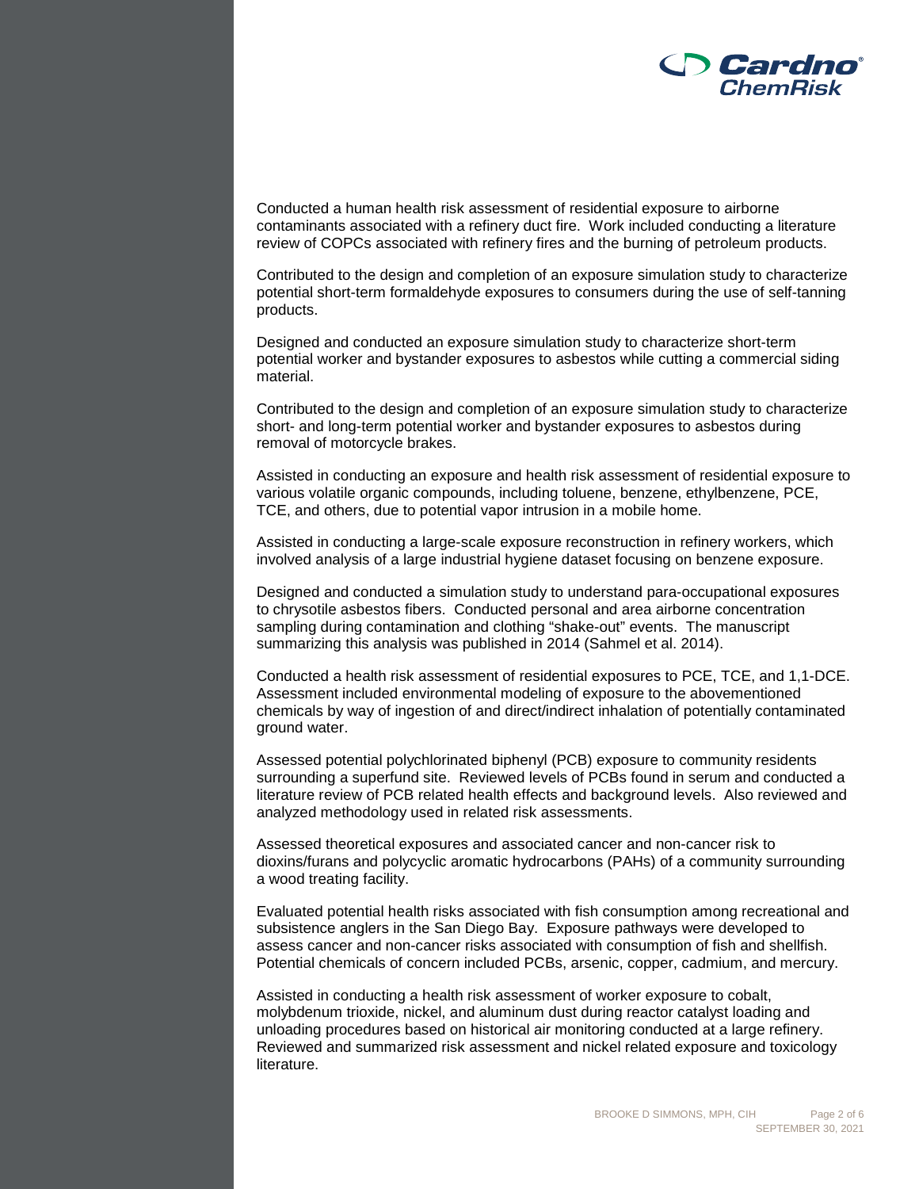Conducted a human health risk assessment of residential exposure to airborne contaminants associated with a refinery duct fire. Work included conducting a literature review of COPCs associated with refinery fires and the burning of petroleum products.

Contributed to the design and completion of an exposure simulation study to characterize potential short-term formaldehyde exposures to consumers during the use of self-tanning products.

Designed and conducted an exposure simulation study to characterize short-term potential worker and bystander exposures to asbestos while cutting a commercial siding material.

Contributed to the design and completion of an exposure simulation study to characterize short- and long-term potential worker and bystander exposures to asbestos during removal of motorcycle brakes.

Assisted in conducting an exposure and health risk assessment of residential exposure to various volatile organic compounds, including toluene, benzene, ethylbenzene, PCE, TCE, and others, due to potential vapor intrusion in a mobile home.

Assisted in conducting a large-scale exposure reconstruction in refinery workers, which involved analysis of a large industrial hygiene dataset focusing on benzene exposure.

Designed and conducted a simulation study to understand para-occupational exposures to chrysotile asbestos fibers. Conducted personal and area airborne concentration sampling during contamination and clothing "shake-out" events. The manuscript summarizing this analysis was published in 2014 (Sahmel et al. 2014).

Conducted a health risk assessment of residential exposures to PCE, TCE, and 1,1-DCE. Assessment included environmental modeling of exposure to the abovementioned chemicals by way of ingestion of and direct/indirect inhalation of potentially contaminated ground water.

Assessed potential polychlorinated biphenyl (PCB) exposure to community residents surrounding a superfund site. Reviewed levels of PCBs found in serum and conducted a literature review of PCB related health effects and background levels. Also reviewed and analyzed methodology used in related risk assessments.

Assessed theoretical exposures and associated cancer and non-cancer risk to dioxins/furans and polycyclic aromatic hydrocarbons (PAHs) of a community surrounding a wood treating facility.

Evaluated potential health risks associated with fish consumption among recreational and subsistence anglers in the San Diego Bay. Exposure pathways were developed to assess cancer and non-cancer risks associated with consumption of fish and shellfish. Potential chemicals of concern included PCBs, arsenic, copper, cadmium, and mercury.

Assisted in conducting a health risk assessment of worker exposure to cobalt, molybdenum trioxide, nickel, and aluminum dust during reactor catalyst loading and unloading procedures based on historical air monitoring conducted at a large refinery. Reviewed and summarized risk assessment and nickel related exposure and toxicology literature.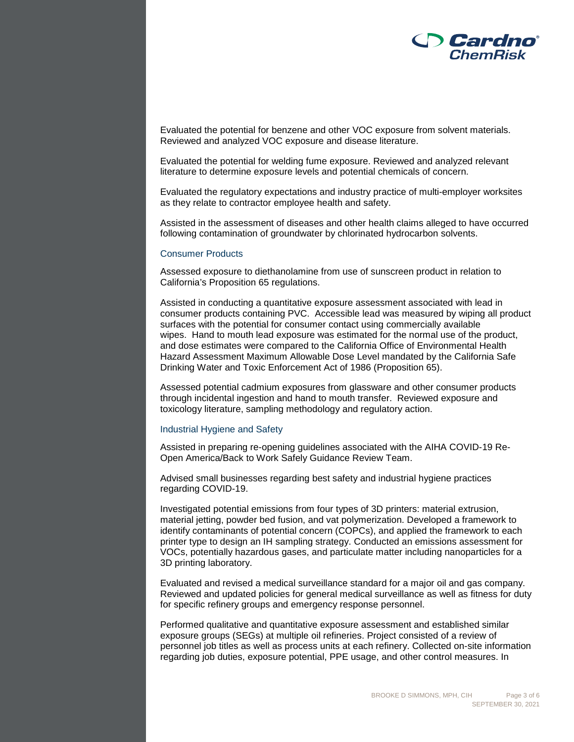Evaluated the potential for benzene and other VOC exposure from solvent materials. Reviewed and analyzed VOC exposure and disease literature.

Evaluated the potential for welding fume exposure. Reviewed and analyzed relevant literature to determine exposure levels and potential chemicals of concern.

Evaluated the regulatory expectations and industry practice of multi-employer worksites as they relate to contractor employee health and safety.

Assisted in the assessment of diseases and other health claims alleged to have occurred following contamination of groundwater by chlorinated hydrocarbon solvents.

### Consumer Products

Assessed exposure to diethanolamine from use of sunscreen product in relation to California's Proposition 65 regulations.

Assisted in conducting a quantitative exposure assessment associated with lead in consumer products containing PVC. Accessible lead was measured by wiping all product surfaces with the potential for consumer contact using commercially available wipes. Hand to mouth lead exposure was estimated for the normal use of the product, and dose estimates were compared to the California Office of Environmental Health Hazard Assessment Maximum Allowable Dose Level mandated by the California Safe Drinking Water and Toxic Enforcement Act of 1986 (Proposition 65).

Assessed potential cadmium exposures from glassware and other consumer products through incidental ingestion and hand to mouth transfer. Reviewed exposure and toxicology literature, sampling methodology and regulatory action.

### Industrial Hygiene and Safety

Assisted in preparing re-opening guidelines associated with the AIHA COVID-19 Re-Open America/Back to Work Safely Guidance Review Team.

Advised small businesses regarding best safety and industrial hygiene practices regarding COVID-19.

Investigated potential emissions from four types of 3D printers: material extrusion, material jetting, powder bed fusion, and vat polymerization. Developed a framework to identify contaminants of potential concern (COPCs), and applied the framework to each printer type to design an IH sampling strategy. Conducted an emissions assessment for VOCs, potentially hazardous gases, and particulate matter including nanoparticles for a 3D printing laboratory.

Evaluated and revised a medical surveillance standard for a major oil and gas company. Reviewed and updated policies for general medical surveillance as well as fitness for duty for specific refinery groups and emergency response personnel.

Performed qualitative and quantitative exposure assessment and established similar exposure groups (SEGs) at multiple oil refineries. Project consisted of a review of personnel job titles as well as process units at each refinery. Collected on-site information regarding job duties, exposure potential, PPE usage, and other control measures. In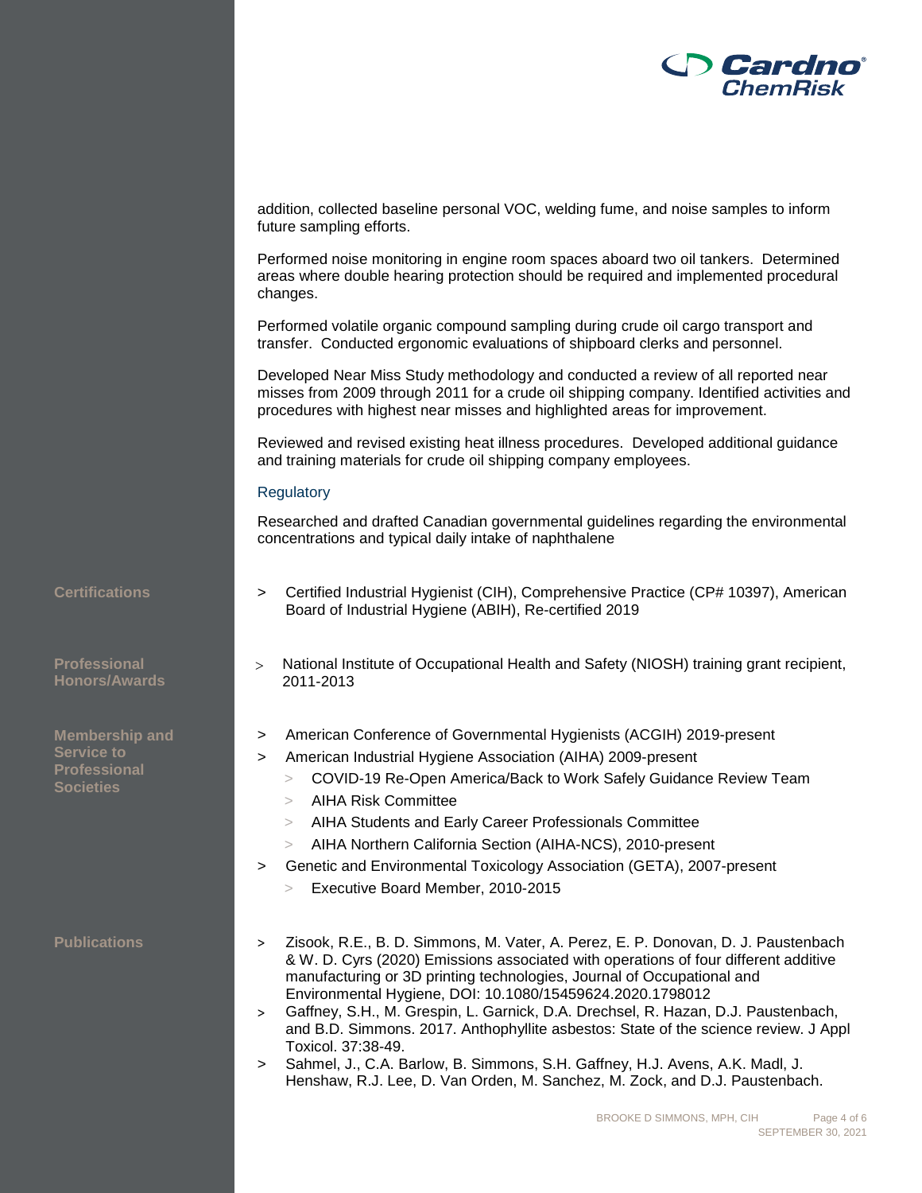addition, collected baseline personal VOC, welding fume, and noise samples to inform future sampling efforts.

Performed noise monitoring in engine room spaces aboard two oil tankers. Determined areas where double hearing protection should be required and implemented procedural changes.

Performed volatile organic compound sampling during crude oil cargo transport and transfer. Conducted ergonomic evaluations of shipboard clerks and personnel.

Developed Near Miss Study methodology and conducted a review of all reported near misses from 2009 through 2011 for a crude oil shipping company. Identified activities and procedures with highest near misses and highlighted areas for improvement.

Reviewed and revised existing heat illness procedures. Developed additional guidance and training materials for crude oil shipping company employees.

### Regulatory

Researched and drafted Canadian governmental guidelines regarding the environmental concentrations and typical daily intake of naphthalene

## Certifications

- Certified Industrial Hygienist (CIH), Comprehensive Practice (CP# 10397), American Board of Industrial Hygiene (ABIH), Re-certified 2019

## Professional Honors/Awards

- National Institute of Occupational Health and Safety (NIOSH) training grant recipient, 2011-2013

## Membership and Service to Professional Societies

- American Conference of Governmental Hygienists (ACGIH) 2019-present
- American Industrial Hygiene Association (AIHA) 2009-present
  - COVID-19 Re-Open America/Back to Work Safely Guidance Review Team
  - AIHA Risk Committee
  - AIHA Students and Early Career Professionals Committee
  - AIHA Northern California Section (AIHA-NCS), 2010-present
- Genetic and Environmental Toxicology Association (GETA), 2007-present
  - Executive Board Member, 2010-2015

## Publications

- Zisook, R.E., B. D. Simmons, M. Vater, A. Perez, E. P. Donovan, D. J. Paustenbach & W. D. Cyrs (2020) Emissions associated with operations of four different additive manufacturing or 3D printing technologies, Journal of Occupational and Environmental Hygiene, DOI: 10.1080/15459624.2020.1798012
- Gaffney, S.H., M. Grespin, L. Garnick, D.A. Drechsel, R. Hazan, D.J. Paustenbach, and B.D. Simmons. 2017. Anthophyllite asbestos: State of the science review. J Appl Toxicol. 37:38-49.
- Sahmel, J., C.A. Barlow, B. Simmons, S.H. Gaffney, H.J. Avens, A.K. Madl, J. Henshaw, R.J. Lee, D. Van Orden, M. Sanchez, M. Zock, and D.J. Paustenbach.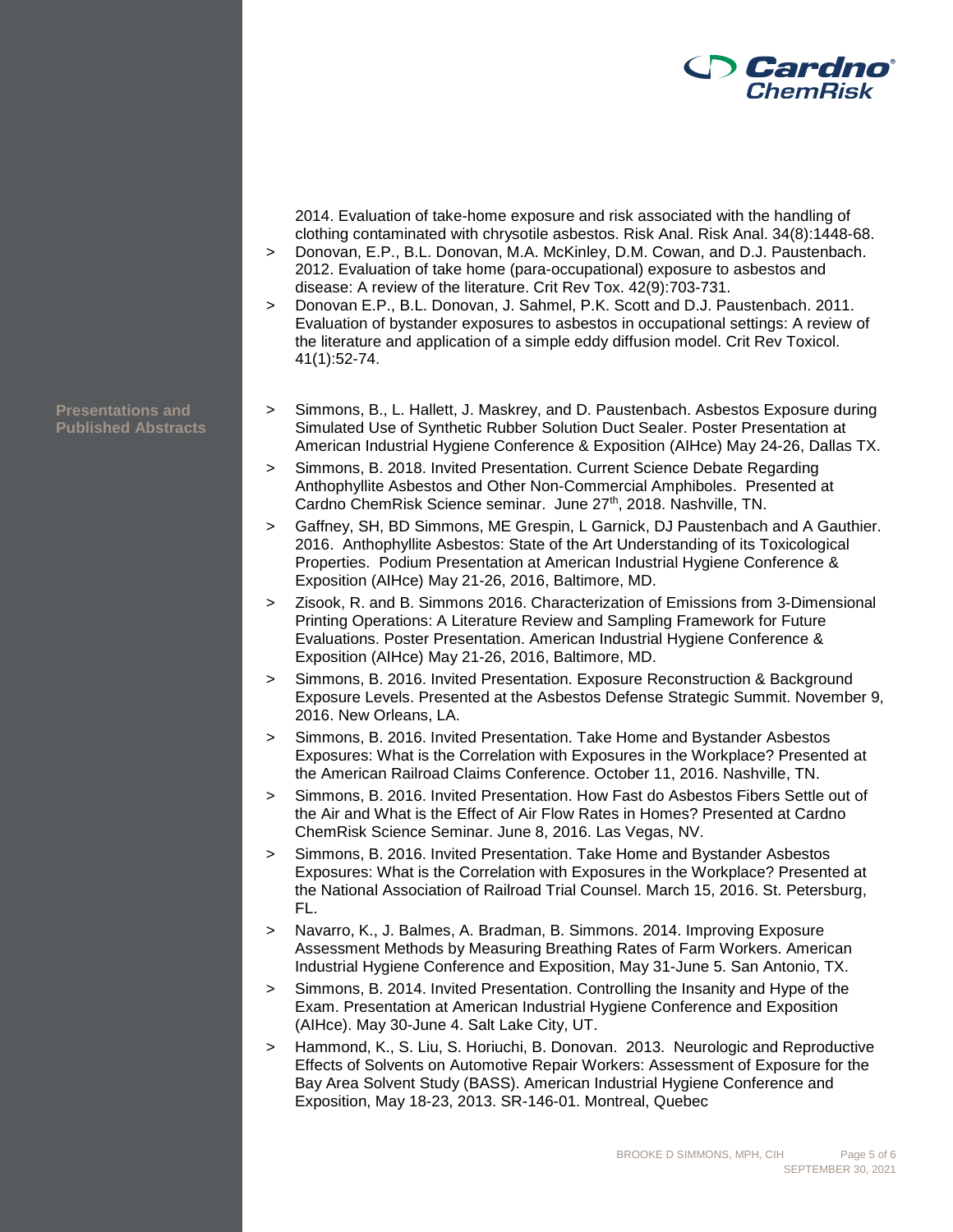2014. Evaluation of take-home exposure and risk associated with the handling of clothing contaminated with chrysotile asbestos. Risk Anal. Risk Anal. 34(8):1448-68.

- Donovan, E.P., B.L. Donovan, M.A. McKinley, D.M. Cowan, and D.J. Paustenbach. 2012. Evaluation of take home (para-occupational) exposure to asbestos and disease: A review of the literature. Crit Rev Tox. 42(9):703-731.
- Donovan E.P., B.L. Donovan, J. Sahmel, P.K. Scott and D.J. Paustenbach. 2011. Evaluation of bystander exposures to asbestos in occupational settings: A review of the literature and application of a simple eddy diffusion model. Crit Rev Toxicol. 41(1):52-74.

**Presentations and Published Abstracts**

- Simmons, B., L. Hallett, J. Maskrey, and D. Paustenbach. Asbestos Exposure during Simulated Use of Synthetic Rubber Solution Duct Sealer. Poster Presentation at American Industrial Hygiene Conference & Exposition (AIHce) May 24-26, Dallas TX.
- Simmons, B. 2018. Invited Presentation. Current Science Debate Regarding Anthophyllite Asbestos and Other Non-Commercial Amphiboles. Presented at Cardno ChemRisk Science seminar. June 27th, 2018. Nashville, TN.
- Gaffney, SH, BD Simmons, ME Grespin, L Garnick, DJ Paustenbach and A Gauthier. 2016. Anthophyllite Asbestos: State of the Art Understanding of its Toxicological Properties. Podium Presentation at American Industrial Hygiene Conference & Exposition (AIHce) May 21-26, 2016, Baltimore, MD.
- Zisook, R. and B. Simmons 2016. Characterization of Emissions from 3-Dimensional Printing Operations: A Literature Review and Sampling Framework for Future Evaluations. Poster Presentation. American Industrial Hygiene Conference & Exposition (AIHce) May 21-26, 2016, Baltimore, MD.
- Simmons, B. 2016. Invited Presentation. Exposure Reconstruction & Background Exposure Levels. Presented at the Asbestos Defense Strategic Summit. November 9, 2016. New Orleans, LA.
- Simmons, B. 2016. Invited Presentation. Take Home and Bystander Asbestos Exposures: What is the Correlation with Exposures in the Workplace? Presented at the American Railroad Claims Conference. October 11, 2016. Nashville, TN.
- Simmons, B. 2016. Invited Presentation. How Fast do Asbestos Fibers Settle out of the Air and What is the Effect of Air Flow Rates in Homes? Presented at Cardno ChemRisk Science Seminar. June 8, 2016. Las Vegas, NV.
- Simmons, B. 2016. Invited Presentation. Take Home and Bystander Asbestos Exposures: What is the Correlation with Exposures in the Workplace? Presented at the National Association of Railroad Trial Counsel. March 15, 2016. St. Petersburg, FL.
- Navarro, K., J. Balmes, A. Bradman, B. Simmons. 2014. Improving Exposure Assessment Methods by Measuring Breathing Rates of Farm Workers. American Industrial Hygiene Conference and Exposition, May 31-June 5. San Antonio, TX.
- Simmons, B. 2014. Invited Presentation. Controlling the Insanity and Hype of the Exam. Presentation at American Industrial Hygiene Conference and Exposition (AIHce). May 30-June 4. Salt Lake City, UT.
- Hammond, K., S. Liu, S. Horiuchi, B. Donovan. 2013. Neurologic and Reproductive Effects of Solvents on Automotive Repair Workers: Assessment of Exposure for the Bay Area Solvent Study (BASS). American Industrial Hygiene Conference and Exposition, May 18-23, 2013. SR-146-01. Montreal, Quebec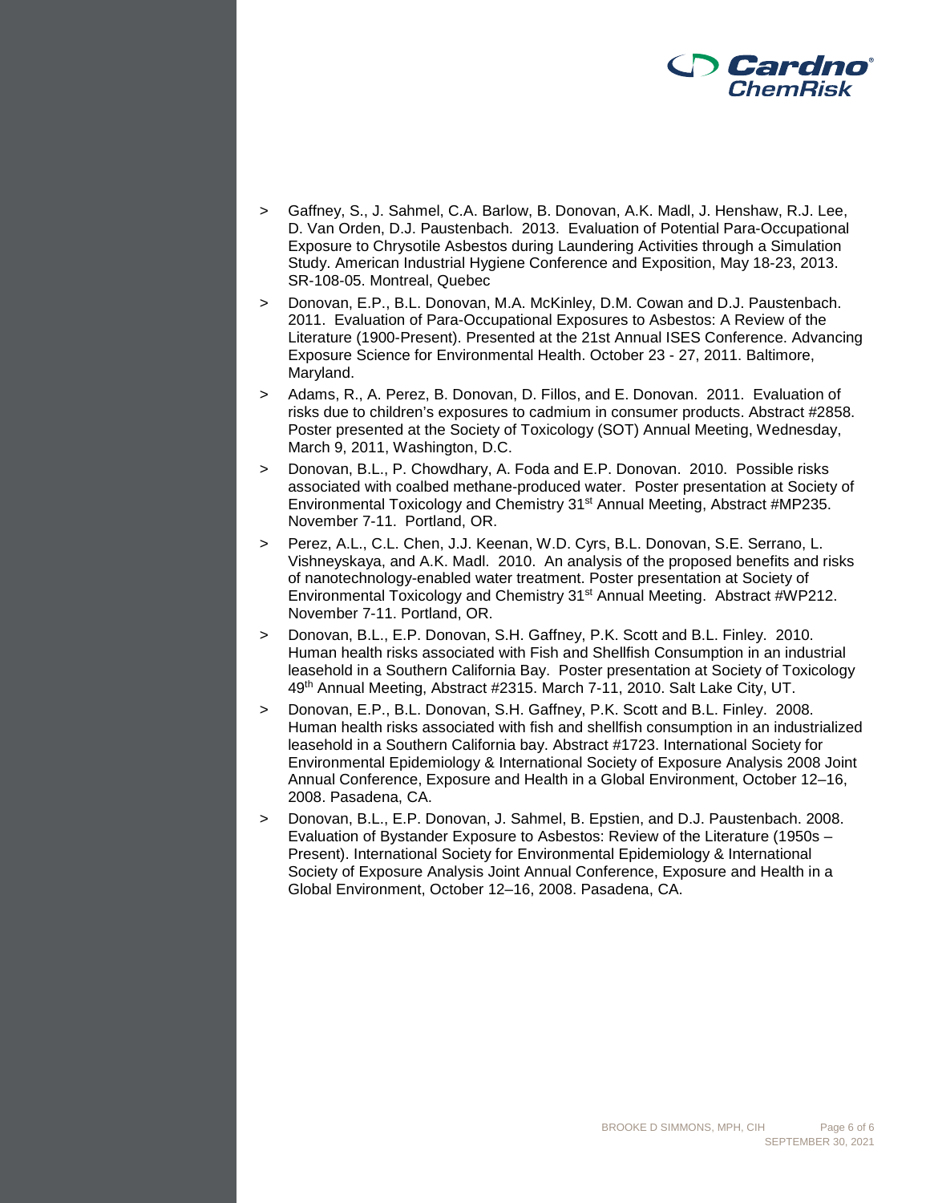- Gaffney, S., J. Sahmel, C.A. Barlow, B. Donovan, A.K. Madl, J. Henshaw, R.J. Lee, D. Van Orden, D.J. Paustenbach. 2013. Evaluation of Potential Para-Occupational Exposure to Chrysotile Asbestos during Laundering Activities through a Simulation Study. American Industrial Hygiene Conference and Exposition, May 18-23, 2013. SR-108-05. Montreal, Quebec
- Donovan, E.P., B.L. Donovan, M.A. McKinley, D.M. Cowan and D.J. Paustenbach. 2011. Evaluation of Para-Occupational Exposures to Asbestos: A Review of the Literature (1900-Present). Presented at the 21st Annual ISES Conference. Advancing Exposure Science for Environmental Health. October 23 - 27, 2011. Baltimore, Maryland.
- Adams, R., A. Perez, B. Donovan, D. Fillos, and E. Donovan. 2011. Evaluation of risks due to children's exposures to cadmium in consumer products. Abstract #2858. Poster presented at the Society of Toxicology (SOT) Annual Meeting, Wednesday, March 9, 2011, Washington, D.C.
- Donovan, B.L., P. Chowdhary, A. Foda and E.P. Donovan. 2010. Possible risks associated with coalbed methane-produced water. Poster presentation at Society of Environmental Toxicology and Chemistry 31st Annual Meeting, Abstract #MP235. November 7-11. Portland, OR.
- Perez, A.L., C.L. Chen, J.J. Keenan, W.D. Cyrs, B.L. Donovan, S.E. Serrano, L. Vishneyskaya, and A.K. Madl. 2010. An analysis of the proposed benefits and risks of nanotechnology-enabled water treatment. Poster presentation at Society of Environmental Toxicology and Chemistry 31st Annual Meeting. Abstract #WP212. November 7-11. Portland, OR.
- Donovan, B.L., E.P. Donovan, S.H. Gaffney, P.K. Scott and B.L. Finley. 2010. Human health risks associated with Fish and Shellfish Consumption in an industrial leasehold in a Southern California Bay. Poster presentation at Society of Toxicology 49th Annual Meeting, Abstract #2315. March 7-11, 2010. Salt Lake City, UT.
- Donovan, E.P., B.L. Donovan, S.H. Gaffney, P.K. Scott and B.L. Finley. 2008. Human health risks associated with fish and shellfish consumption in an industrialized leasehold in a Southern California bay. Abstract #1723. International Society for Environmental Epidemiology & International Society of Exposure Analysis 2008 Joint Annual Conference, Exposure and Health in a Global Environment, October 12–16, 2008. Pasadena, CA.
- Donovan, B.L., E.P. Donovan, J. Sahmel, B. Epstien, and D.J. Paustenbach. 2008. Evaluation of Bystander Exposure to Asbestos: Review of the Literature (1950s – Present). International Society for Environmental Epidemiology & International Society of Exposure Analysis Joint Annual Conference, Exposure and Health in a Global Environment, October 12–16, 2008. Pasadena, CA.